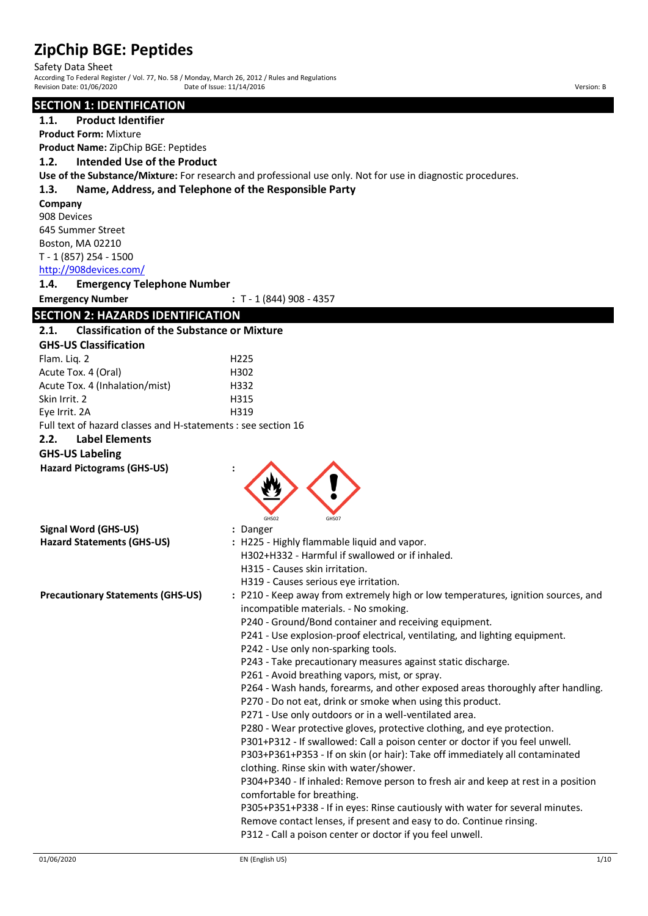# ZipChip BGE: Peptides

Safety Data Sheet

According To Federal Register / Vol. 77, No. 58 / Monday, March 26, 2012 / Rules and Regulations

Revision Date: 01/06/2020 Date of Issue: 11/14/2016 Version: B

## SECTION 1: IDENTIFICATION

### 1.1. Product Identifier

**Product Form:** Mixture

**Product Name:** ZipChip BGE: Peptides

### 1.2. Intended Use of the Product

**Use of the Substance/Mixture:** For research and professional use only. Not for use in diagnostic procedures.

### 1.3. Name, Address, and Telephone of the Responsible Party

**Company**

908 Devices
645 Summer Street
Boston, MA 02210
T - 1 (857) 254 - 1500
http://908devices.com/

### 1.4. Emergency Telephone Number

**Emergency Number** : T - 1 (844) 908 - 4357

## SECTION 2: HAZARDS IDENTIFICATION

### 2.1. Classification of the Substance or Mixture

**GHS-US Classification**

| | |
|---|---|
| Flam. Liq. 2 | H225 |
| Acute Tox. 4 (Oral) | H302 |
| Acute Tox. 4 (Inhalation/mist) | H332 |
| Skin Irrit. 2 | H315 |
| Eye Irrit. 2A | H319 |

Full text of hazard classes and H-statements : see section 16

### 2.2. Label Elements

**GHS-US Labeling**

**Hazard Pictograms (GHS-US)** :

GHS02 GHS07

**Signal Word (GHS-US)** : Danger

**Hazard Statements (GHS-US)** : H225 - Highly flammable liquid and vapor.
H302+H332 - Harmful if swallowed or if inhaled.
H315 - Causes skin irritation.
H319 - Causes serious eye irritation.

**Precautionary Statements (GHS-US)** : P210 - Keep away from extremely high or low temperatures, ignition sources, and incompatible materials. - No smoking.
P240 - Ground/Bond container and receiving equipment.
P241 - Use explosion-proof electrical, ventilating, and lighting equipment.
P242 - Use only non-sparking tools.
P243 - Take precautionary measures against static discharge.
P261 - Avoid breathing vapors, mist, or spray.
P264 - Wash hands, forearms, and other exposed areas thoroughly after handling.
P270 - Do not eat, drink or smoke when using this product.
P271 - Use only outdoors or in a well-ventilated area.
P280 - Wear protective gloves, protective clothing, and eye protection.
P301+P312 - If swallowed: Call a poison center or doctor if you feel unwell.
P303+P361+P353 - If on skin (or hair): Take off immediately all contaminated clothing. Rinse skin with water/shower.
P304+P340 - If inhaled: Remove person to fresh air and keep at rest in a position comfortable for breathing.
P305+P351+P338 - If in eyes: Rinse cautiously with water for several minutes. Remove contact lenses, if present and easy to do. Continue rinsing.
P312 - Call a poison center or doctor if you feel unwell.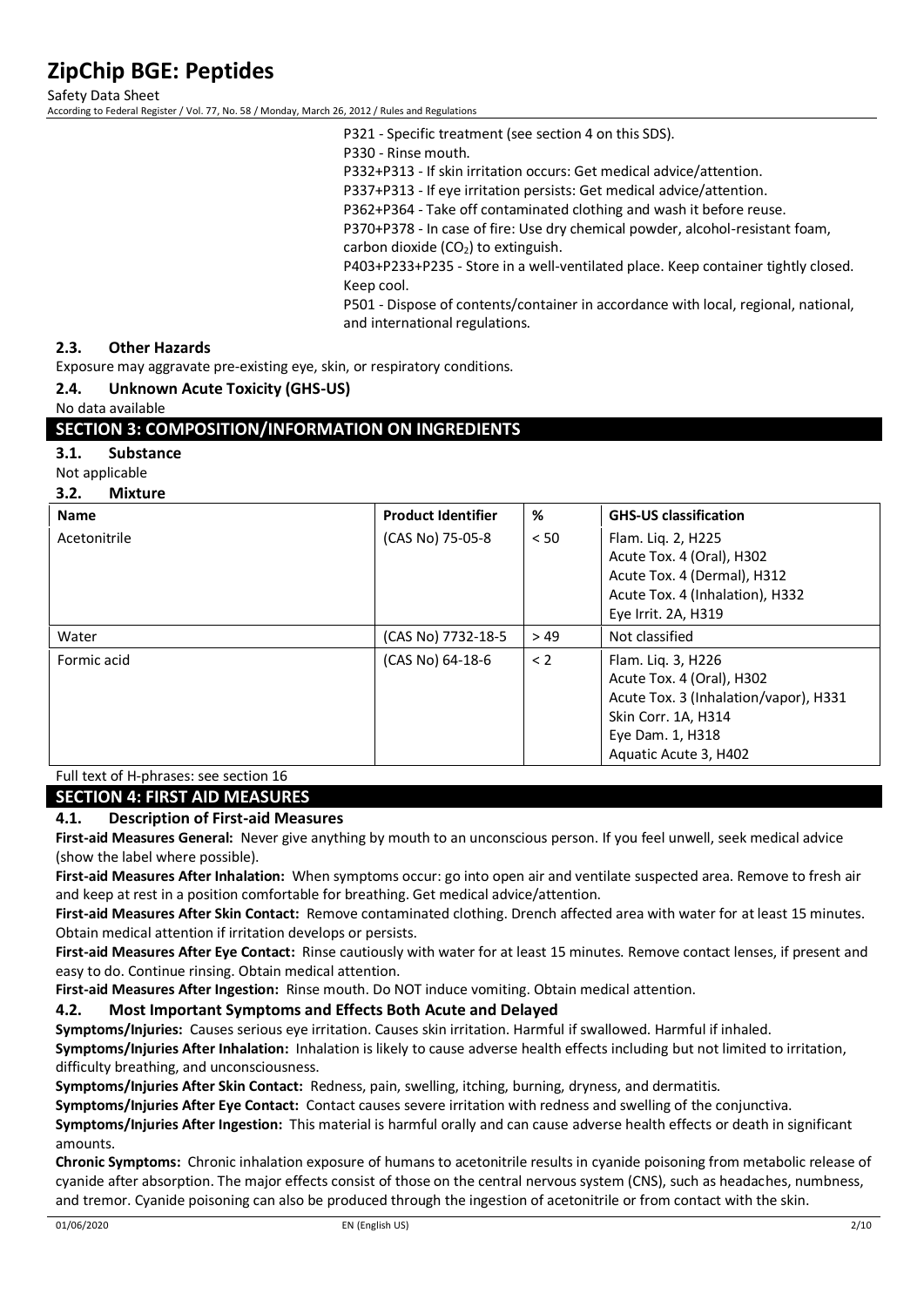P321 - Specific treatment (see section 4 on this SDS).
P330 - Rinse mouth.
P332+P313 - If skin irritation occurs: Get medical advice/attention.
P337+P313 - If eye irritation persists: Get medical advice/attention.
P362+P364 - Take off contaminated clothing and wash it before reuse.
P370+P378 - In case of fire: Use dry chemical powder, alcohol-resistant foam, carbon dioxide ($CO_2$) to extinguish.
P403+P233+P235 - Store in a well-ventilated place. Keep container tightly closed. Keep cool.
P501 - Dispose of contents/container in accordance with local, regional, national, and international regulations.

### 2.3. Other Hazards

Exposure may aggravate pre-existing eye, skin, or respiratory conditions.

### 2.4. Unknown Acute Toxicity (GHS-US)

No data available

## SECTION 3: COMPOSITION/INFORMATION ON INGREDIENTS

### 3.1. Substance

Not applicable

### 3.2. Mixture

| Name | Product Identifier | % | GHS-US classification |
|---|---|---|---|
| Acetonitrile | (CAS No) 75-05-8 | < 50 | Flam. Liq. 2, H225<br>Acute Tox. 4 (Oral), H302<br>Acute Tox. 4 (Dermal), H312<br>Acute Tox. 4 (Inhalation), H332<br>Eye Irrit. 2A, H319 |
| Water | (CAS No) 7732-18-5 | > 49 | Not classified |
| Formic acid | (CAS No) 64-18-6 | < 2 | Flam. Liq. 3, H226<br>Acute Tox. 4 (Oral), H302<br>Acute Tox. 3 (Inhalation/vapor), H331<br>Skin Corr. 1A, H314<br>Eye Dam. 1, H318<br>Aquatic Acute 3, H402 |

Full text of H-phrases: see section 16

## SECTION 4: FIRST AID MEASURES

### 4.1. Description of First-aid Measures

**First-aid Measures General:** Never give anything by mouth to an unconscious person. If you feel unwell, seek medical advice (show the label where possible).

**First-aid Measures After Inhalation:** When symptoms occur: go into open air and ventilate suspected area. Remove to fresh air and keep at rest in a position comfortable for breathing. Get medical advice/attention.

**First-aid Measures After Skin Contact:** Remove contaminated clothing. Drench affected area with water for at least 15 minutes. Obtain medical attention if irritation develops or persists.

**First-aid Measures After Eye Contact:** Rinse cautiously with water for at least 15 minutes. Remove contact lenses, if present and easy to do. Continue rinsing. Obtain medical attention.

**First-aid Measures After Ingestion:** Rinse mouth. Do NOT induce vomiting. Obtain medical attention.

### 4.2. Most Important Symptoms and Effects Both Acute and Delayed

**Symptoms/Injuries:** Causes serious eye irritation. Causes skin irritation. Harmful if swallowed. Harmful if inhaled.

**Symptoms/Injuries After Inhalation:** Inhalation is likely to cause adverse health effects including but not limited to irritation, difficulty breathing, and unconsciousness.

**Symptoms/Injuries After Skin Contact:** Redness, pain, swelling, itching, burning, dryness, and dermatitis.

**Symptoms/Injuries After Eye Contact:** Contact causes severe irritation with redness and swelling of the conjunctiva.

**Symptoms/Injuries After Ingestion:** This material is harmful orally and can cause adverse health effects or death in significant amounts.

**Chronic Symptoms:** Chronic inhalation exposure of humans to acetonitrile results in cyanide poisoning from metabolic release of cyanide after absorption. The major effects consist of those on the central nervous system (CNS), such as headaches, numbness, and tremor. Cyanide poisoning can also be produced through the ingestion of acetonitrile or from contact with the skin.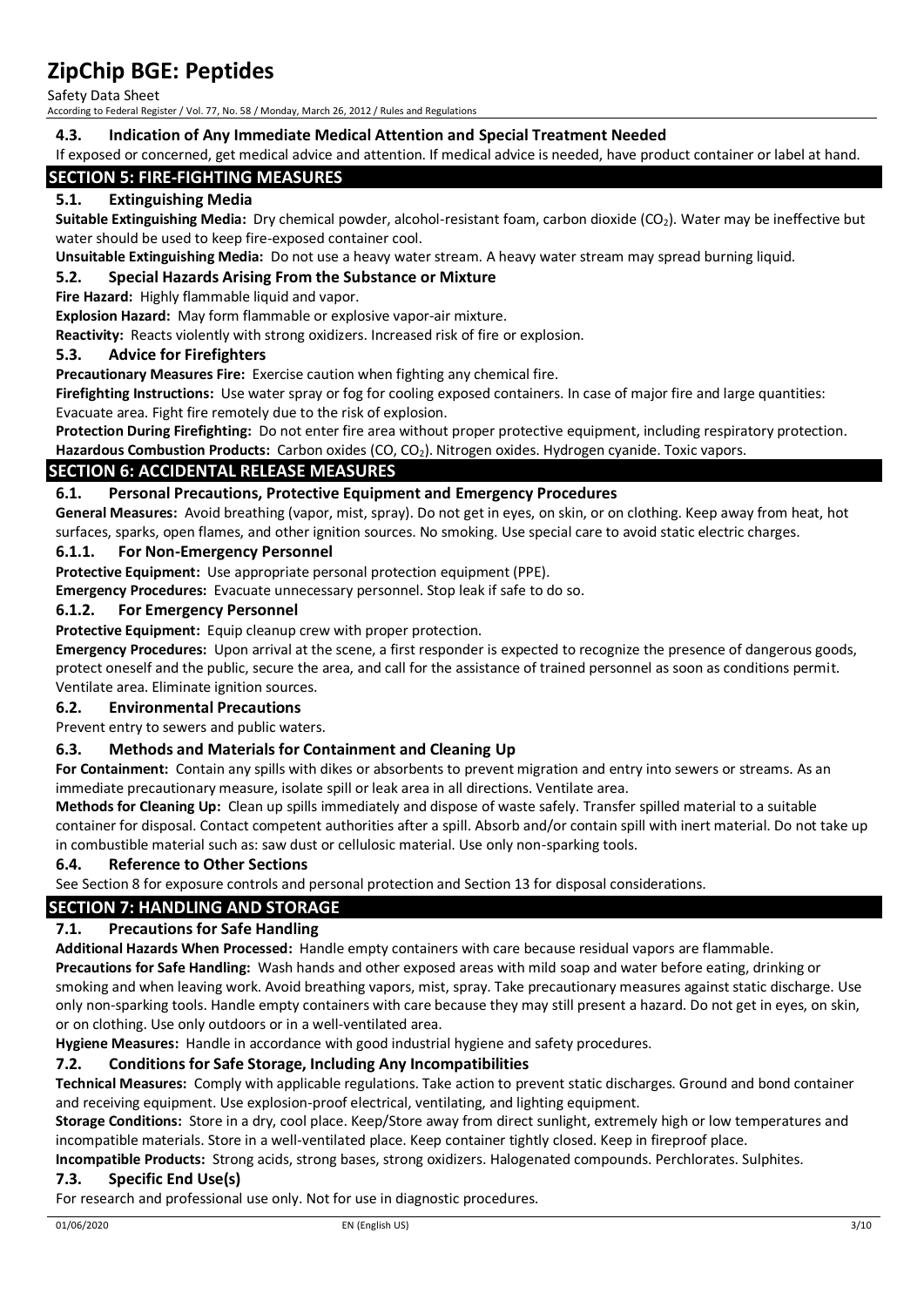### 4.3. Indication of Any Immediate Medical Attention and Special Treatment Needed

If exposed or concerned, get medical advice and attention. If medical advice is needed, have product container or label at hand.

## SECTION 5: FIRE-FIGHTING MEASURES

### 5.1. Extinguishing Media

**Suitable Extinguishing Media:** Dry chemical powder, alcohol-resistant foam, carbon dioxide ($CO_2$). Water may be ineffective but water should be used to keep fire-exposed container cool.

**Unsuitable Extinguishing Media:** Do not use a heavy water stream. A heavy water stream may spread burning liquid.

### 5.2. Special Hazards Arising From the Substance or Mixture

**Fire Hazard:** Highly flammable liquid and vapor.

**Explosion Hazard:** May form flammable or explosive vapor-air mixture.

**Reactivity:** Reacts violently with strong oxidizers. Increased risk of fire or explosion.

### 5.3. Advice for Firefighters

**Precautionary Measures Fire:** Exercise caution when fighting any chemical fire.

**Firefighting Instructions:** Use water spray or fog for cooling exposed containers. In case of major fire and large quantities: Evacuate area. Fight fire remotely due to the risk of explosion.

**Protection During Firefighting:** Do not enter fire area without proper protective equipment, including respiratory protection.

**Hazardous Combustion Products:** Carbon oxides ($CO$, $CO_2$). Nitrogen oxides. Hydrogen cyanide. Toxic vapors.

## SECTION 6: ACCIDENTAL RELEASE MEASURES

### 6.1. Personal Precautions, Protective Equipment and Emergency Procedures

**General Measures:** Avoid breathing (vapor, mist, spray). Do not get in eyes, on skin, or on clothing. Keep away from heat, hot surfaces, sparks, open flames, and other ignition sources. No smoking. Use special care to avoid static electric charges.

#### 6.1.1. For Non-Emergency Personnel

**Protective Equipment:** Use appropriate personal protection equipment (PPE).

**Emergency Procedures:** Evacuate unnecessary personnel. Stop leak if safe to do so.

#### 6.1.2. For Emergency Personnel

**Protective Equipment:** Equip cleanup crew with proper protection.

**Emergency Procedures:** Upon arrival at the scene, a first responder is expected to recognize the presence of dangerous goods, protect oneself and the public, secure the area, and call for the assistance of trained personnel as soon as conditions permit. Ventilate area. Eliminate ignition sources.

### 6.2. Environmental Precautions

Prevent entry to sewers and public waters.

### 6.3. Methods and Materials for Containment and Cleaning Up

**For Containment:** Contain any spills with dikes or absorbents to prevent migration and entry into sewers or streams. As an immediate precautionary measure, isolate spill or leak area in all directions. Ventilate area.

**Methods for Cleaning Up:** Clean up spills immediately and dispose of waste safely. Transfer spilled material to a suitable container for disposal. Contact competent authorities after a spill. Absorb and/or contain spill with inert material. Do not take up in combustible material such as: saw dust or cellulosic material. Use only non-sparking tools.

### 6.4. Reference to Other Sections

See Section 8 for exposure controls and personal protection and Section 13 for disposal considerations.

## SECTION 7: HANDLING AND STORAGE

### 7.1. Precautions for Safe Handling

**Additional Hazards When Processed:** Handle empty containers with care because residual vapors are flammable.

**Precautions for Safe Handling:** Wash hands and other exposed areas with mild soap and water before eating, drinking or smoking and when leaving work. Avoid breathing vapors, mist, spray. Take precautionary measures against static discharge. Use only non-sparking tools. Handle empty containers with care because they may still present a hazard. Do not get in eyes, on skin, or on clothing. Use only outdoors or in a well-ventilated area.

**Hygiene Measures:** Handle in accordance with good industrial hygiene and safety procedures.

### 7.2. Conditions for Safe Storage, Including Any Incompatibilities

**Technical Measures:** Comply with applicable regulations. Take action to prevent static discharges. Ground and bond container and receiving equipment. Use explosion-proof electrical, ventilating, and lighting equipment.

**Storage Conditions:** Store in a dry, cool place. Keep/Store away from direct sunlight, extremely high or low temperatures and incompatible materials. Store in a well-ventilated place. Keep container tightly closed. Keep in fireproof place.

**Incompatible Products:** Strong acids, strong bases, strong oxidizers. Halogenated compounds. Perchlorates. Sulphites.

### 7.3. Specific End Use(s)

For research and professional use only. Not for use in diagnostic procedures.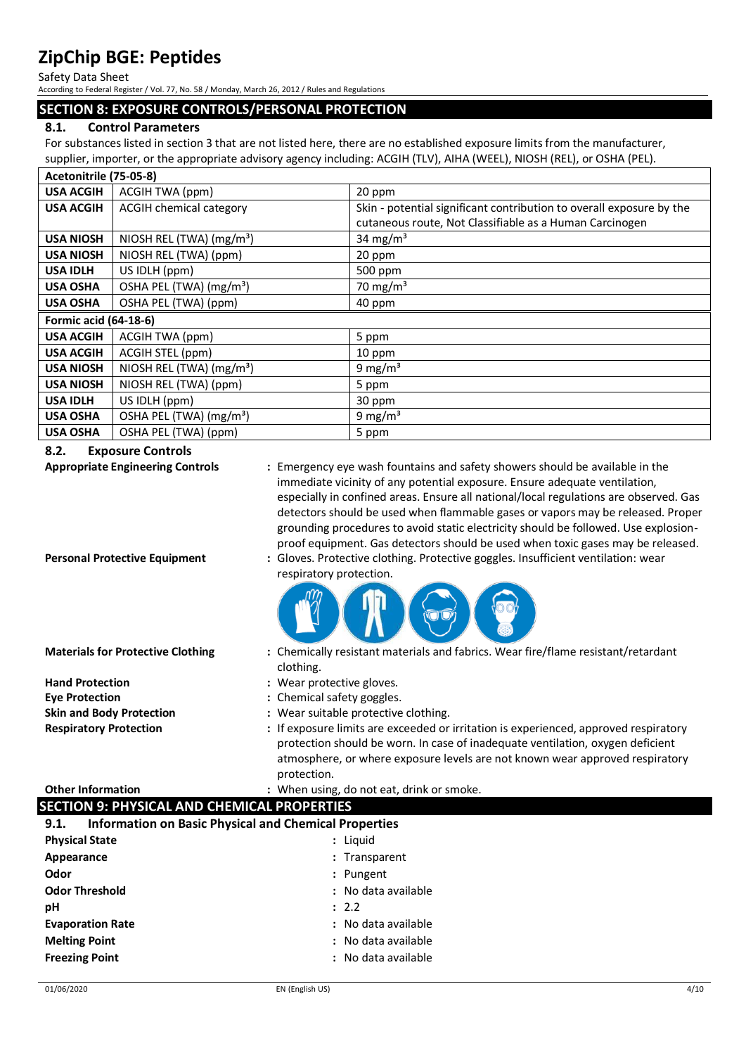## SECTION 8: EXPOSURE CONTROLS/PERSONAL PROTECTION

### 8.1. Control Parameters

For substances listed in section 3 that are not listed here, there are no established exposure limits from the manufacturer, supplier, importer, or the appropriate advisory agency including: ACGIH (TLV), AIHA (WEEL), NIOSH (REL), or OSHA (PEL).

| Acetonitrile (75-05-8) | | |
|---|---|---|
| USA ACGIH | ACGIH TWA (ppm) | 20 ppm |
| USA ACGIH | ACGIH chemical category | Skin - potential significant contribution to overall exposure by the cutaneous route, Not Classifiable as a Human Carcinogen |
| USA NIOSH | NIOSH REL (TWA) ($mg/m^3$) | 34 $mg/m^3$ |
| USA NIOSH | NIOSH REL (TWA) (ppm) | 20 ppm |
| USA IDLH | US IDLH (ppm) | 500 ppm |
| USA OSHA | OSHA PEL (TWA) ($mg/m^3$) | 70 $mg/m^3$ |
| USA OSHA | OSHA PEL (TWA) (ppm) | 40 ppm |

| Formic acid (64-18-6) | | |
|---|---|---|
| USA ACGIH | ACGIH TWA (ppm) | 5 ppm |
| USA ACGIH | ACGIH STEL (ppm) | 10 ppm |
| USA NIOSH | NIOSH REL (TWA) ($mg/m^3$) | 9 $mg/m^3$ |
| USA NIOSH | NIOSH REL (TWA) (ppm) | 5 ppm |
| USA IDLH | US IDLH (ppm) | 30 ppm |
| USA OSHA | OSHA PEL (TWA) ($mg/m^3$) | 9 $mg/m^3$ |
| USA OSHA | OSHA PEL (TWA) (ppm) | 5 ppm |

### 8.2. Exposure Controls

**Appropriate Engineering Controls** : Emergency eye wash fountains and safety showers should be available in the immediate vicinity of any potential exposure. Ensure adequate ventilation, especially in confined areas. Ensure all national/local regulations are observed. Gas detectors should be used when flammable gases or vapors may be released. Proper grounding procedures to avoid static electricity should be followed. Use explosion-proof equipment. Gas detectors should be used when toxic gases may be released.

**Personal Protective Equipment** : Gloves. Protective clothing. Protective goggles. Insufficient ventilation: wear respiratory protection.

**Materials for Protective Clothing** : Chemically resistant materials and fabrics. Wear fire/flame resistant/retardant clothing.

**Hand Protection** : Wear protective gloves.

**Eye Protection** : Chemical safety goggles.

**Skin and Body Protection** : Wear suitable protective clothing.

**Respiratory Protection** : If exposure limits are exceeded or irritation is experienced, approved respiratory protection should be worn. In case of inadequate ventilation, oxygen deficient atmosphere, or where exposure levels are not known wear approved respiratory protection.

**Other Information** : When using, do not eat, drink or smoke.

## SECTION 9: PHYSICAL AND CHEMICAL PROPERTIES

### 9.1. Information on Basic Physical and Chemical Properties

**Physical State** : Liquid

**Appearance** : Transparent

**Odor** : Pungent

**Odor Threshold** : No data available

**pH** : 2.2

**Evaporation Rate** : No data available

**Melting Point** : No data available

**Freezing Point** : No data available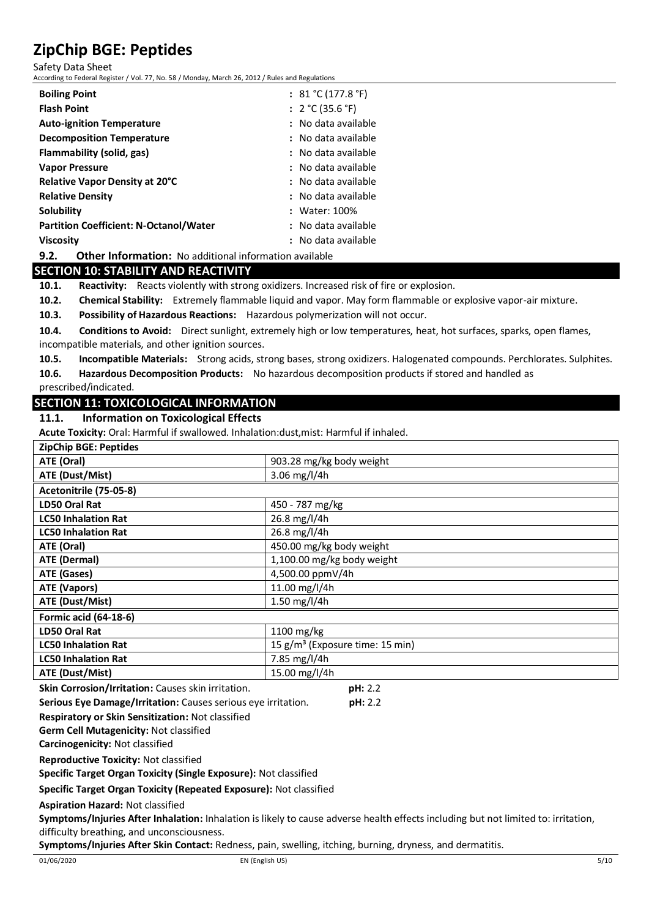| | |
|---|---|
| **Boiling Point** | : 81 °C (177.8 °F) |
| **Flash Point** | : 2 °C (35.6 °F) |
| **Auto-ignition Temperature** | : No data available |
| **Decomposition Temperature** | : No data available |
| **Flammability (solid, gas)** | : No data available |
| **Vapor Pressure** | : No data available |
| **Relative Vapor Density at 20°C** | : No data available |
| **Relative Density** | : No data available |
| **Solubility** | : Water: 100% |
| **Partition Coefficient: N-Octanol/Water** | : No data available |
| **Viscosity** | : No data available |

**9.2. Other Information:** No additional information available

## SECTION 10: STABILITY AND REACTIVITY

**10.1. Reactivity:** Reacts violently with strong oxidizers. Increased risk of fire or explosion.

**10.2. Chemical Stability:** Extremely flammable liquid and vapor. May form flammable or explosive vapor-air mixture.

**10.3. Possibility of Hazardous Reactions:** Hazardous polymerization will not occur.

**10.4. Conditions to Avoid:** Direct sunlight, extremely high or low temperatures, heat, hot surfaces, sparks, open flames, incompatible materials, and other ignition sources.

**10.5. Incompatible Materials:** Strong acids, strong bases, strong oxidizers. Halogenated compounds. Perchlorates. Sulphites.

**10.6. Hazardous Decomposition Products:** No hazardous decomposition products if stored and handled as prescribed/indicated.

## SECTION 11: TOXICOLOGICAL INFORMATION

### 11.1. Information on Toxicological Effects

**Acute Toxicity:** Oral: Harmful if swallowed. Inhalation:dust,mist: Harmful if inhaled.

| **ZipChip BGE: Peptides** | |
|---|---|
| **ATE (Oral)** | 903.28 mg/kg body weight |
| **ATE (Dust/Mist)** | 3.06 mg/l/4h |
| **Acetonitrile (75-05-8)** | |
| **LD50 Oral Rat** | 450 - 787 mg/kg |
| **LC50 Inhalation Rat** | 26.8 mg/l/4h |
| **LC50 Inhalation Rat** | 26.8 mg/l/4h |
| **ATE (Oral)** | 450.00 mg/kg body weight |
| **ATE (Dermal)** | 1,100.00 mg/kg body weight |
| **ATE (Gases)** | 4,500.00 ppmV/4h |
| **ATE (Vapors)** | 11.00 mg/l/4h |
| **ATE (Dust/Mist)** | 1.50 mg/l/4h |
| **Formic acid (64-18-6)** | |
| **LD50 Oral Rat** | 1100 mg/kg |
| **LC50 Inhalation Rat** | 15 g/m³ (Exposure time: 15 min) |
| **LC50 Inhalation Rat** | 7.85 mg/l/4h |
| **ATE (Dust/Mist)** | 15.00 mg/l/4h |

**Skin Corrosion/Irritation:** Causes skin irritation. **pH:** 2.2

**Serious Eye Damage/Irritation:** Causes serious eye irritation. **pH:** 2.2

**Respiratory or Skin Sensitization:** Not classified

**Germ Cell Mutagenicity:** Not classified

**Carcinogenicity:** Not classified

**Reproductive Toxicity:** Not classified

**Specific Target Organ Toxicity (Single Exposure):** Not classified

**Specific Target Organ Toxicity (Repeated Exposure):** Not classified

**Aspiration Hazard:** Not classified

**Symptoms/Injuries After Inhalation:** Inhalation is likely to cause adverse health effects including but not limited to: irritation, difficulty breathing, and unconsciousness.

**Symptoms/Injuries After Skin Contact:** Redness, pain, swelling, itching, burning, dryness, and dermatitis.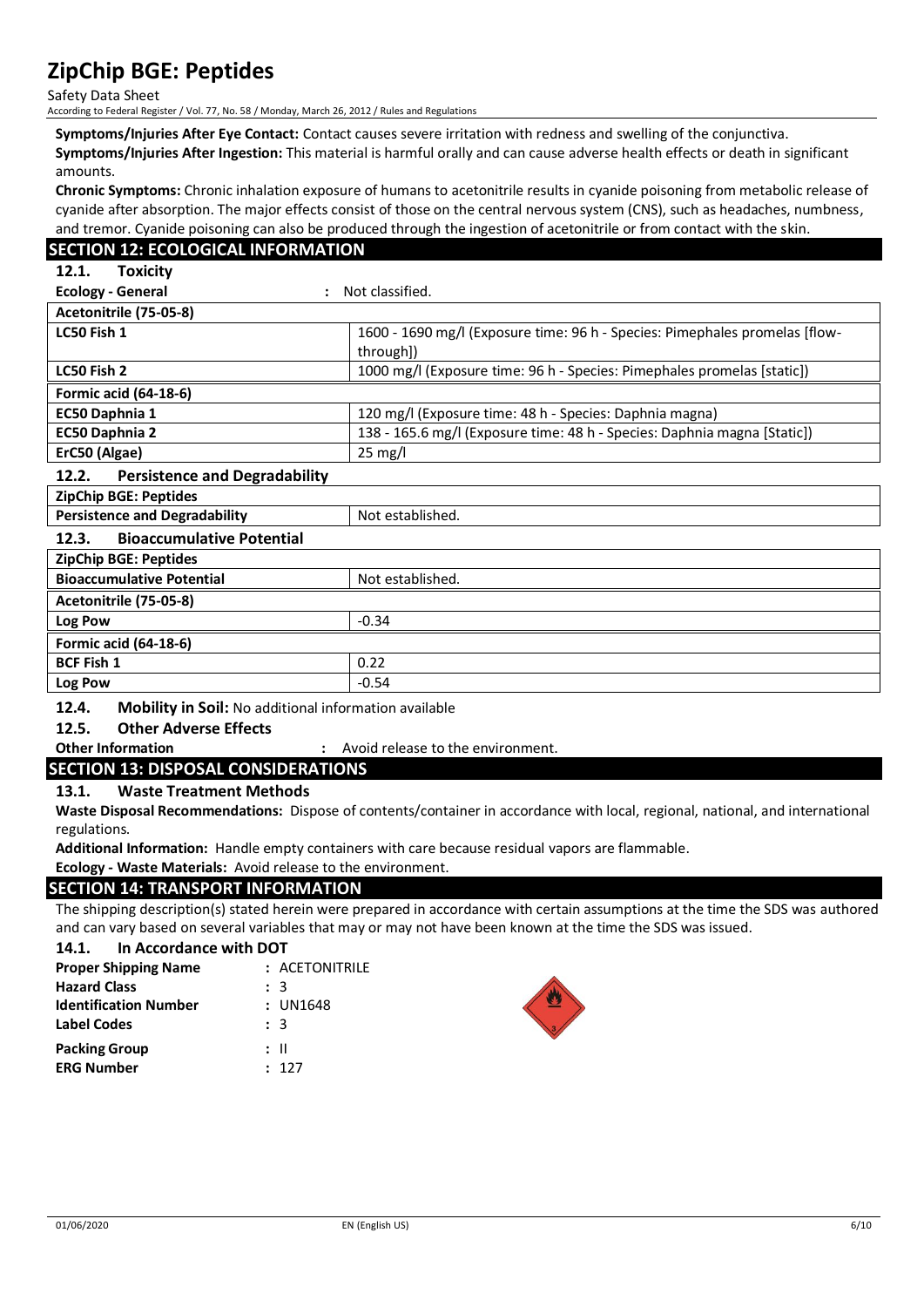**Symptoms/Injuries After Eye Contact:** Contact causes severe irritation with redness and swelling of the conjunctiva.

**Symptoms/Injuries After Ingestion:** This material is harmful orally and can cause adverse health effects or death in significant amounts.

**Chronic Symptoms:** Chronic inhalation exposure of humans to acetonitrile results in cyanide poisoning from metabolic release of cyanide after absorption. The major effects consist of those on the central nervous system (CNS), such as headaches, numbness, and tremor. Cyanide poisoning can also be produced through the ingestion of acetonitrile or from contact with the skin.

## SECTION 12: ECOLOGICAL INFORMATION

### 12.1. Toxicity

**Ecology - General** : Not classified.

| Acetonitrile (75-05-8) | |
|---|---|
| **LC50 Fish 1** | 1600 - 1690 mg/l (Exposure time: 96 h - Species: Pimephales promelas [flow-through]) |
| **LC50 Fish 2** | 1000 mg/l (Exposure time: 96 h - Species: Pimephales promelas [static]) |
| **Formic acid (64-18-6)** | |
| **EC50 Daphnia 1** | 120 mg/l (Exposure time: 48 h - Species: Daphnia magna) |
| **EC50 Daphnia 2** | 138 - 165.6 mg/l (Exposure time: 48 h - Species: Daphnia magna [Static]) |
| **ErC50 (Algae)** | 25 mg/l |

### 12.2. Persistence and Degradability

| ZipChip BGE: Peptides | |
|---|---|
| **Persistence and Degradability** | Not established. |

### 12.3. Bioaccumulative Potential

| ZipChip BGE: Peptides | |
|---|---|
| **Bioaccumulative Potential** | Not established. |
| **Acetonitrile (75-05-8)** | |
| **Log Pow** | -0.34 |
| **Formic acid (64-18-6)** | |
| **BCF Fish 1** | 0.22 |
| **Log Pow** | -0.54 |

### 12.4. Mobility in Soil: No additional information available

### 12.5. Other Adverse Effects

**Other Information** : Avoid release to the environment.

## SECTION 13: DISPOSAL CONSIDERATIONS

### 13.1. Waste Treatment Methods

**Waste Disposal Recommendations:** Dispose of contents/container in accordance with local, regional, national, and international regulations.

**Additional Information:** Handle empty containers with care because residual vapors are flammable.

**Ecology - Waste Materials:** Avoid release to the environment.

## SECTION 14: TRANSPORT INFORMATION

The shipping description(s) stated herein were prepared in accordance with certain assumptions at the time the SDS was authored and can vary based on several variables that may or may not have been known at the time the SDS was issued.

### 14.1. In Accordance with DOT

**Proper Shipping Name** : ACETONITRILE
**Hazard Class** : 3
**Identification Number** : UN1648
**Label Codes** : 3
**Packing Group** : II
**ERG Number** : 127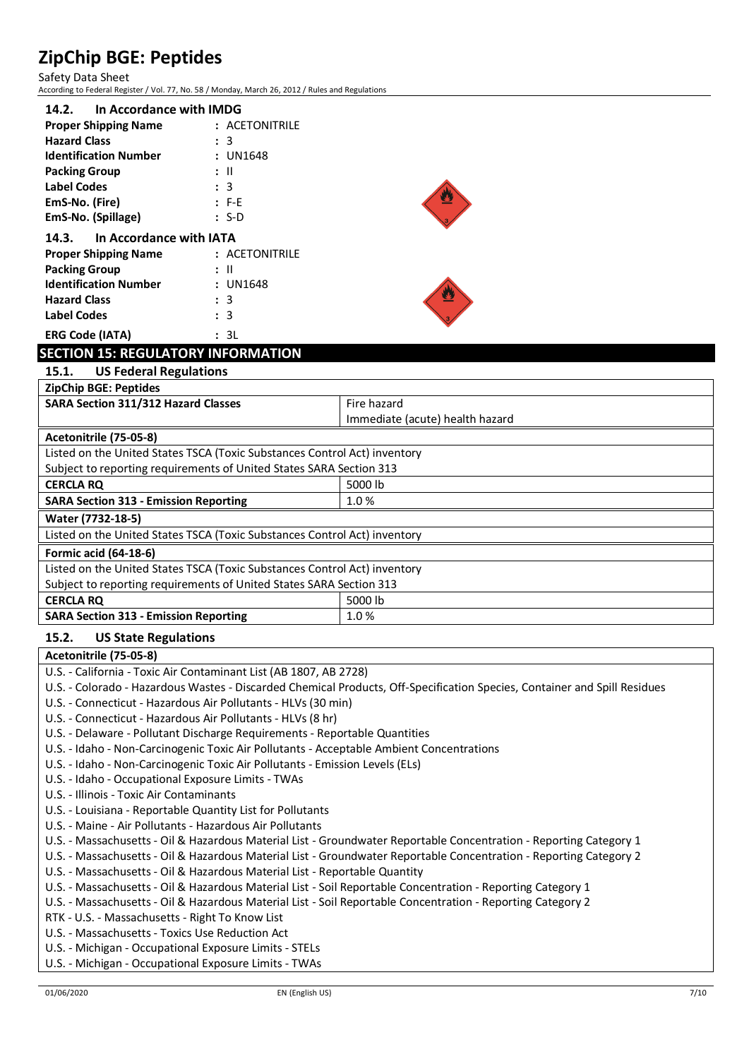### 14.2. In Accordance with IMDG

| | |
|---|---|
| **Proper Shipping Name** | : ACETONITRILE |
| **Hazard Class** | : 3 |
| **Identification Number** | : UN1648 |
| **Packing Group** | : II |
| **Label Codes** | : 3 |
| **EmS-No. (Fire)** | : F-E |
| **EmS-No. (Spillage)** | : S-D |

### 14.3. In Accordance with IATA

| | |
|---|---|
| **Proper Shipping Name** | : ACETONITRILE |
| **Packing Group** | : II |
| **Identification Number** | : UN1648 |
| **Hazard Class** | : 3 |
| **Label Codes** | : 3 |
| **ERG Code (IATA)** | : 3L |

## SECTION 15: REGULATORY INFORMATION

### 15.1. US Federal Regulations

| **ZipChip BGE: Peptides** | |
|---|---|
| **SARA Section 311/312 Hazard Classes** | Fire hazard<br>Immediate (acute) health hazard |

| **Acetonitrile (75-05-8)** | |
|---|---|
| Listed on the United States TSCA (Toxic Substances Control Act) inventory | |
| Subject to reporting requirements of United States SARA Section 313 | |
| **CERCLA RQ** | 5000 lb |
| **SARA Section 313 - Emission Reporting** | 1.0 % |

| **Water (7732-18-5)** |
|---|
| Listed on the United States TSCA (Toxic Substances Control Act) inventory |

| **Formic acid (64-18-6)** | |
|---|---|
| Listed on the United States TSCA (Toxic Substances Control Act) inventory | |
| Subject to reporting requirements of United States SARA Section 313 | |
| **CERCLA RQ** | 5000 lb |
| **SARA Section 313 - Emission Reporting** | 1.0 % |

### 15.2. US State Regulations

| **Acetonitrile (75-05-8)** |
|---|
| U.S. - California - Toxic Air Contaminant List (AB 1807, AB 2728) |
| U.S. - Colorado - Hazardous Wastes - Discarded Chemical Products, Off-Specification Species, Container and Spill Residues |
| U.S. - Connecticut - Hazardous Air Pollutants - HLVs (30 min) |
| U.S. - Connecticut - Hazardous Air Pollutants - HLVs (8 hr) |
| U.S. - Delaware - Pollutant Discharge Requirements - Reportable Quantities |
| U.S. - Idaho - Non-Carcinogenic Toxic Air Pollutants - Acceptable Ambient Concentrations |
| U.S. - Idaho - Non-Carcinogenic Toxic Air Pollutants - Emission Levels (ELs) |
| U.S. - Idaho - Occupational Exposure Limits - TWAs |
| U.S. - Illinois - Toxic Air Contaminants |
| U.S. - Louisiana - Reportable Quantity List for Pollutants |
| U.S. - Maine - Air Pollutants - Hazardous Air Pollutants |
| U.S. - Massachusetts - Oil & Hazardous Material List - Groundwater Reportable Concentration - Reporting Category 1 |
| U.S. - Massachusetts - Oil & Hazardous Material List - Groundwater Reportable Concentration - Reporting Category 2 |
| U.S. - Massachusetts - Oil & Hazardous Material List - Reportable Quantity |
| U.S. - Massachusetts - Oil & Hazardous Material List - Soil Reportable Concentration - Reporting Category 1 |
| U.S. - Massachusetts - Oil & Hazardous Material List - Soil Reportable Concentration - Reporting Category 2 |
| RTK - U.S. - Massachusetts - Right To Know List |
| U.S. - Massachusetts - Toxics Use Reduction Act |
| U.S. - Michigan - Occupational Exposure Limits - STELs |
| U.S. - Michigan - Occupational Exposure Limits - TWAs |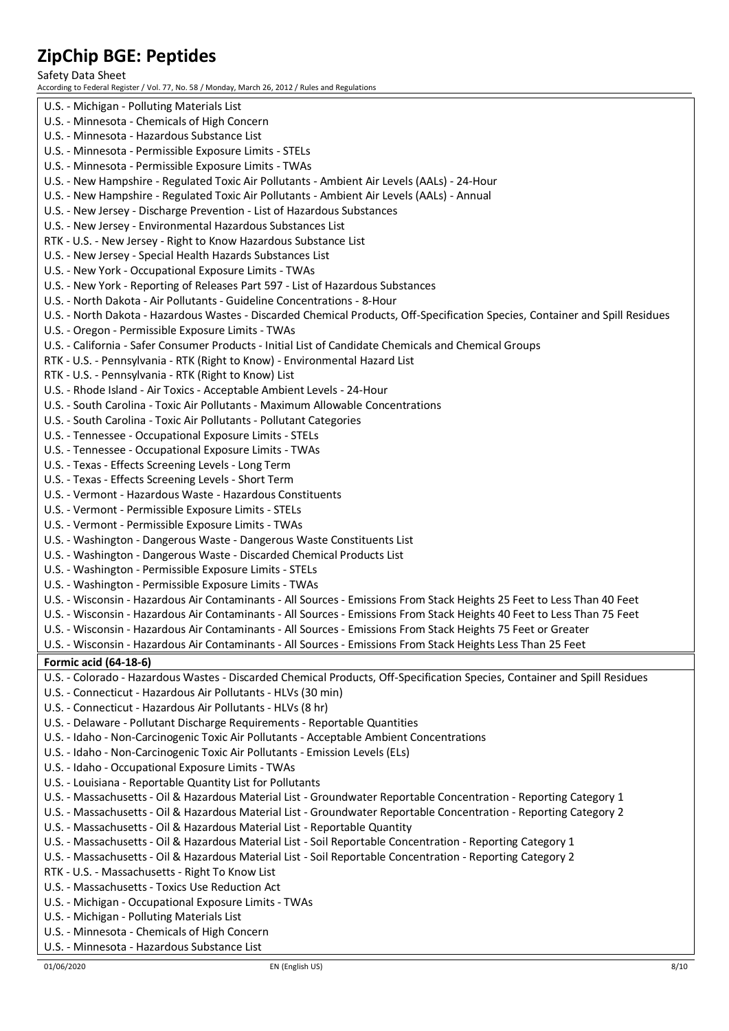U.S. - Michigan - Polluting Materials List
U.S. - Minnesota - Chemicals of High Concern
U.S. - Minnesota - Hazardous Substance List
U.S. - Minnesota - Permissible Exposure Limits - STELs
U.S. - Minnesota - Permissible Exposure Limits - TWAs
U.S. - New Hampshire - Regulated Toxic Air Pollutants - Ambient Air Levels (AALs) - 24-Hour
U.S. - New Hampshire - Regulated Toxic Air Pollutants - Ambient Air Levels (AALs) - Annual
U.S. - New Jersey - Discharge Prevention - List of Hazardous Substances
U.S. - New Jersey - Environmental Hazardous Substances List
RTK - U.S. - New Jersey - Right to Know Hazardous Substance List
U.S. - New Jersey - Special Health Hazards Substances List
U.S. - New York - Occupational Exposure Limits - TWAs
U.S. - New York - Reporting of Releases Part 597 - List of Hazardous Substances
U.S. - North Dakota - Air Pollutants - Guideline Concentrations - 8-Hour
U.S. - North Dakota - Hazardous Wastes - Discarded Chemical Products, Off-Specification Species, Container and Spill Residues
U.S. - Oregon - Permissible Exposure Limits - TWAs
U.S. - California - Safer Consumer Products - Initial List of Candidate Chemicals and Chemical Groups
RTK - U.S. - Pennsylvania - RTK (Right to Know) - Environmental Hazard List
RTK - U.S. - Pennsylvania - RTK (Right to Know) List
U.S. - Rhode Island - Air Toxics - Acceptable Ambient Levels - 24-Hour
U.S. - South Carolina - Toxic Air Pollutants - Maximum Allowable Concentrations
U.S. - South Carolina - Toxic Air Pollutants - Pollutant Categories
U.S. - Tennessee - Occupational Exposure Limits - STELs
U.S. - Tennessee - Occupational Exposure Limits - TWAs
U.S. - Texas - Effects Screening Levels - Long Term
U.S. - Texas - Effects Screening Levels - Short Term
U.S. - Vermont - Hazardous Waste - Hazardous Constituents
U.S. - Vermont - Permissible Exposure Limits - STELs
U.S. - Vermont - Permissible Exposure Limits - TWAs
U.S. - Washington - Dangerous Waste - Dangerous Waste Constituents List
U.S. - Washington - Dangerous Waste - Discarded Chemical Products List
U.S. - Washington - Permissible Exposure Limits - STELs
U.S. - Washington - Permissible Exposure Limits - TWAs
U.S. - Wisconsin - Hazardous Air Contaminants - All Sources - Emissions From Stack Heights 25 Feet to Less Than 40 Feet
U.S. - Wisconsin - Hazardous Air Contaminants - All Sources - Emissions From Stack Heights 40 Feet to Less Than 75 Feet
U.S. - Wisconsin - Hazardous Air Contaminants - All Sources - Emissions From Stack Heights 75 Feet or Greater
U.S. - Wisconsin - Hazardous Air Contaminants - All Sources - Emissions From Stack Heights Less Than 25 Feet

**Formic acid (64-18-6)**

U.S. - Colorado - Hazardous Wastes - Discarded Chemical Products, Off-Specification Species, Container and Spill Residues
U.S. - Connecticut - Hazardous Air Pollutants - HLVs (30 min)
U.S. - Connecticut - Hazardous Air Pollutants - HLVs (8 hr)
U.S. - Delaware - Pollutant Discharge Requirements - Reportable Quantities
U.S. - Idaho - Non-Carcinogenic Toxic Air Pollutants - Acceptable Ambient Concentrations
U.S. - Idaho - Non-Carcinogenic Toxic Air Pollutants - Emission Levels (ELs)
U.S. - Idaho - Occupational Exposure Limits - TWAs
U.S. - Louisiana - Reportable Quantity List for Pollutants
U.S. - Massachusetts - Oil & Hazardous Material List - Groundwater Reportable Concentration - Reporting Category 1
U.S. - Massachusetts - Oil & Hazardous Material List - Groundwater Reportable Concentration - Reporting Category 2
U.S. - Massachusetts - Oil & Hazardous Material List - Reportable Quantity
U.S. - Massachusetts - Oil & Hazardous Material List - Soil Reportable Concentration - Reporting Category 1
U.S. - Massachusetts - Oil & Hazardous Material List - Soil Reportable Concentration - Reporting Category 2
RTK - U.S. - Massachusetts - Right To Know List
U.S. - Massachusetts - Toxics Use Reduction Act
U.S. - Michigan - Occupational Exposure Limits - TWAs
U.S. - Michigan - Polluting Materials List
U.S. - Minnesota - Chemicals of High Concern
U.S. - Minnesota - Hazardous Substance List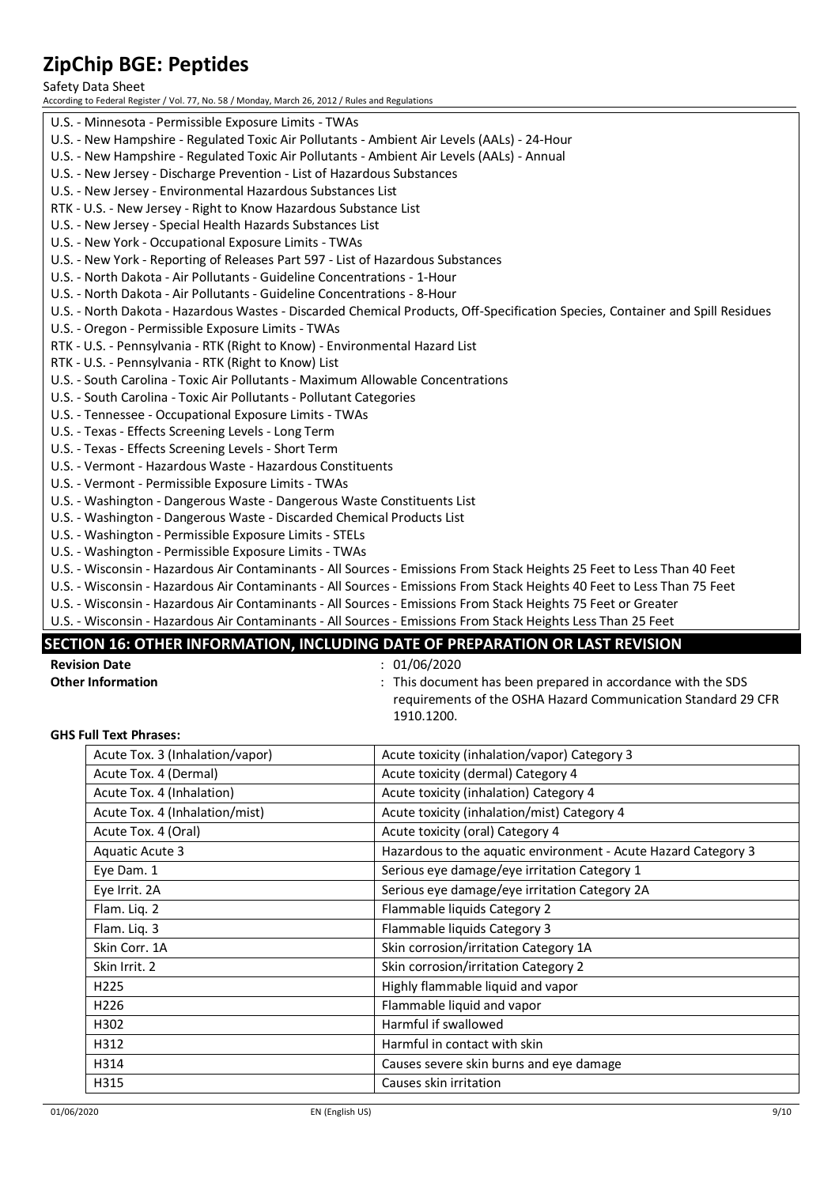U.S. - Minnesota - Permissible Exposure Limits - TWAs
U.S. - New Hampshire - Regulated Toxic Air Pollutants - Ambient Air Levels (AALs) - 24-Hour
U.S. - New Hampshire - Regulated Toxic Air Pollutants - Ambient Air Levels (AALs) - Annual
U.S. - New Jersey - Discharge Prevention - List of Hazardous Substances
U.S. - New Jersey - Environmental Hazardous Substances List
RTK - U.S. - New Jersey - Right to Know Hazardous Substance List
U.S. - New Jersey - Special Health Hazards Substances List
U.S. - New York - Occupational Exposure Limits - TWAs
U.S. - New York - Reporting of Releases Part 597 - List of Hazardous Substances
U.S. - North Dakota - Air Pollutants - Guideline Concentrations - 1-Hour
U.S. - North Dakota - Air Pollutants - Guideline Concentrations - 8-Hour
U.S. - North Dakota - Hazardous Wastes - Discarded Chemical Products, Off-Specification Species, Container and Spill Residues
U.S. - Oregon - Permissible Exposure Limits - TWAs
RTK - U.S. - Pennsylvania - RTK (Right to Know) - Environmental Hazard List
RTK - U.S. - Pennsylvania - RTK (Right to Know) List
U.S. - South Carolina - Toxic Air Pollutants - Maximum Allowable Concentrations
U.S. - South Carolina - Toxic Air Pollutants - Pollutant Categories
U.S. - Tennessee - Occupational Exposure Limits - TWAs
U.S. - Texas - Effects Screening Levels - Long Term
U.S. - Texas - Effects Screening Levels - Short Term
U.S. - Vermont - Hazardous Waste - Hazardous Constituents
U.S. - Vermont - Permissible Exposure Limits - TWAs
U.S. - Washington - Dangerous Waste - Dangerous Waste Constituents List
U.S. - Washington - Dangerous Waste - Discarded Chemical Products List
U.S. - Washington - Permissible Exposure Limits - STELs
U.S. - Washington - Permissible Exposure Limits - TWAs
U.S. - Wisconsin - Hazardous Air Contaminants - All Sources - Emissions From Stack Heights 25 Feet to Less Than 40 Feet
U.S. - Wisconsin - Hazardous Air Contaminants - All Sources - Emissions From Stack Heights 40 Feet to Less Than 75 Feet
U.S. - Wisconsin - Hazardous Air Contaminants - All Sources - Emissions From Stack Heights 75 Feet or Greater
U.S. - Wisconsin - Hazardous Air Contaminants - All Sources - Emissions From Stack Heights Less Than 25 Feet

## SECTION 16: OTHER INFORMATION, INCLUDING DATE OF PREPARATION OR LAST REVISION

**Revision Date** : 01/06/2020

**Other Information** : This document has been prepared in accordance with the SDS requirements of the OSHA Hazard Communication Standard 29 CFR 1910.1200.

**GHS Full Text Phrases:**

| | |
|---|---|
| Acute Tox. 3 (Inhalation/vapor) | Acute toxicity (inhalation/vapor) Category 3 |
| Acute Tox. 4 (Dermal) | Acute toxicity (dermal) Category 4 |
| Acute Tox. 4 (Inhalation) | Acute toxicity (inhalation) Category 4 |
| Acute Tox. 4 (Inhalation/mist) | Acute toxicity (inhalation/mist) Category 4 |
| Acute Tox. 4 (Oral) | Acute toxicity (oral) Category 4 |
| Aquatic Acute 3 | Hazardous to the aquatic environment - Acute Hazard Category 3 |
| Eye Dam. 1 | Serious eye damage/eye irritation Category 1 |
| Eye Irrit. 2A | Serious eye damage/eye irritation Category 2A |
| Flam. Liq. 2 | Flammable liquids Category 2 |
| Flam. Liq. 3 | Flammable liquids Category 3 |
| Skin Corr. 1A | Skin corrosion/irritation Category 1A |
| Skin Irrit. 2 | Skin corrosion/irritation Category 2 |
| H225 | Highly flammable liquid and vapor |
| H226 | Flammable liquid and vapor |
| H302 | Harmful if swallowed |
| H312 | Harmful in contact with skin |
| H314 | Causes severe skin burns and eye damage |
| H315 | Causes skin irritation |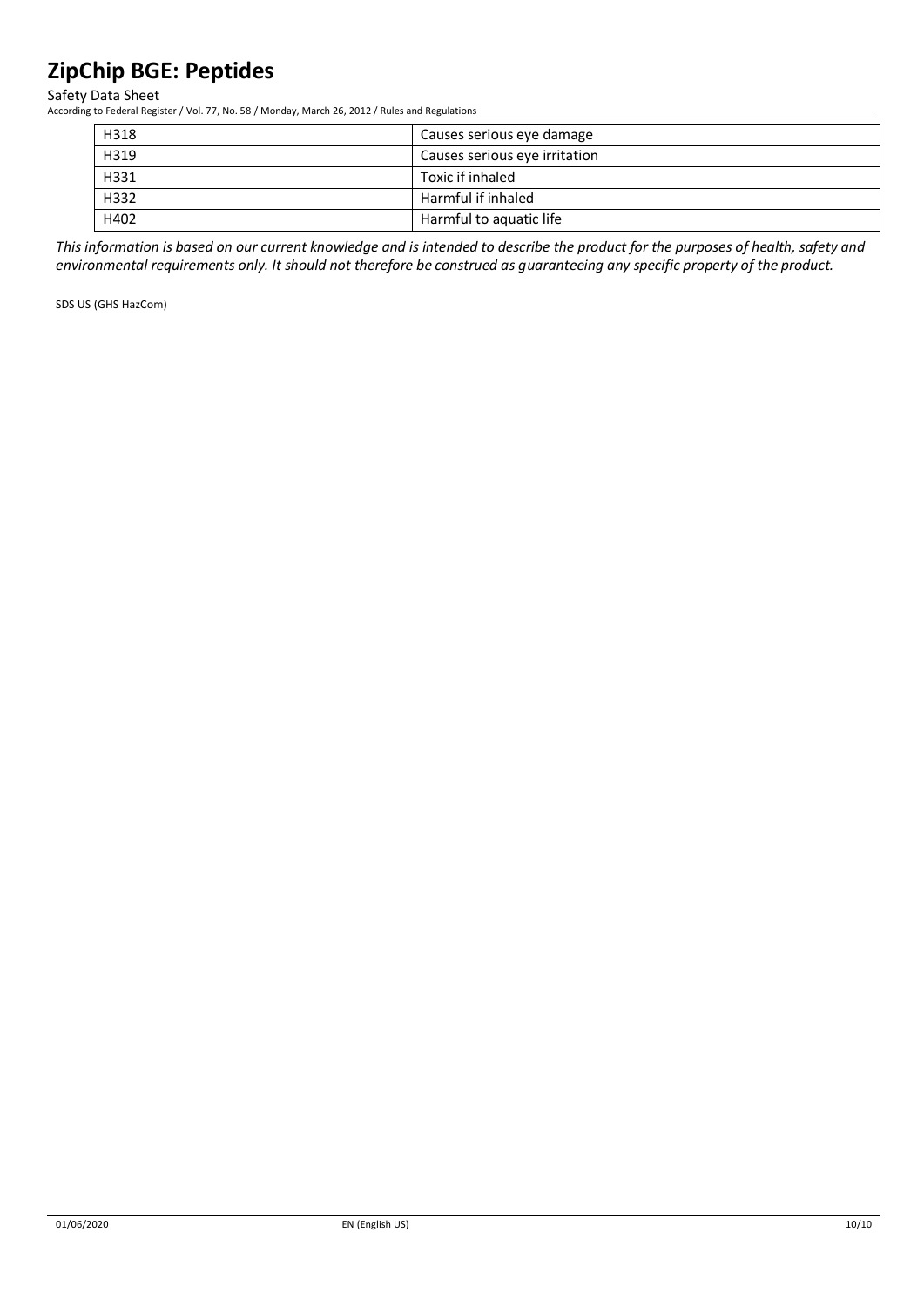| | |
|---|---|
| H318 | Causes serious eye damage |
| H319 | Causes serious eye irritation |
| H331 | Toxic if inhaled |
| H332 | Harmful if inhaled |
| H402 | Harmful to aquatic life |

*This information is based on our current knowledge and is intended to describe the product for the purposes of health, safety and environmental requirements only. It should not therefore be construed as guaranteeing any specific property of the product.*

SDS US (GHS HazCom)